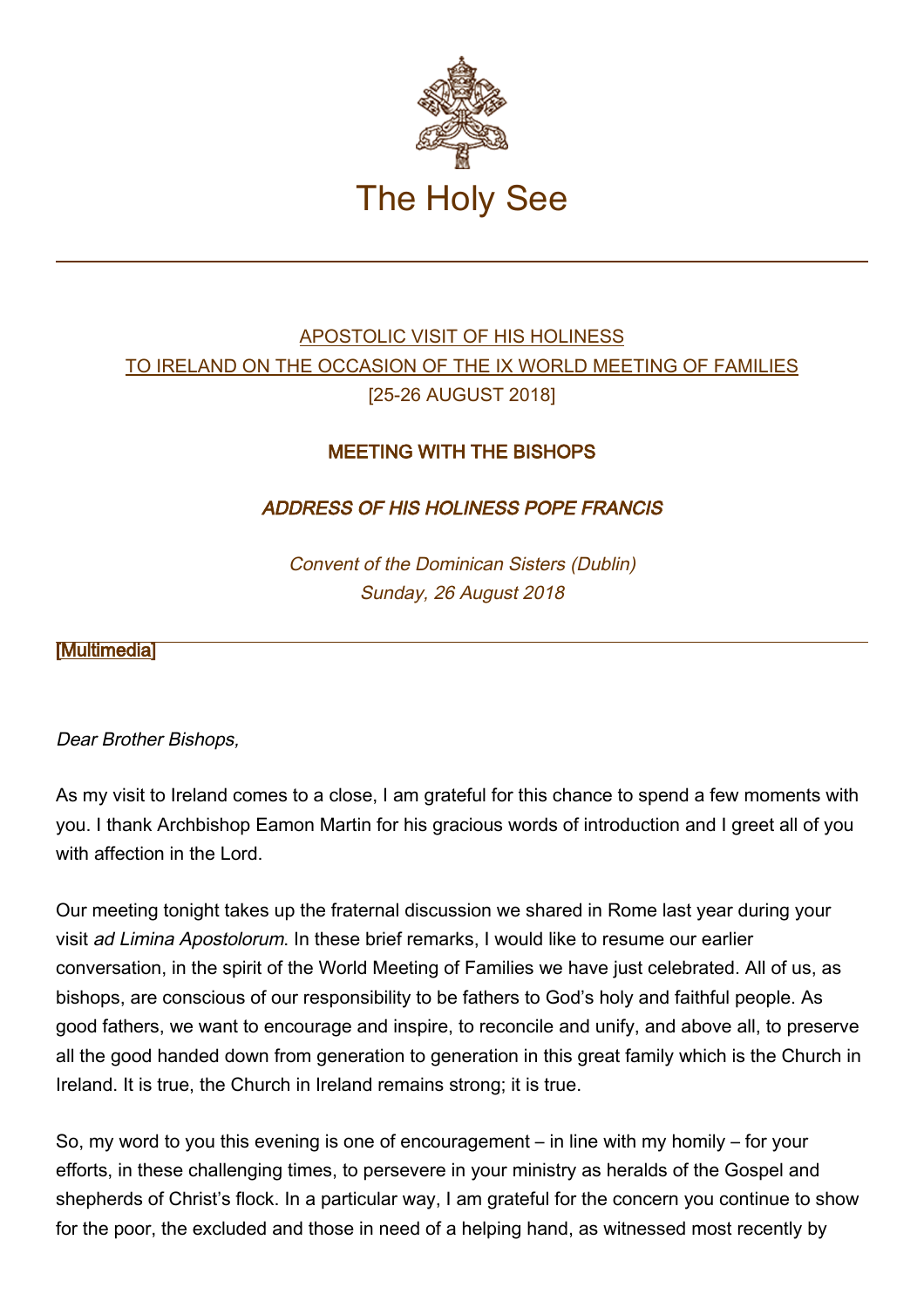# The Holy See

APOSTOLIC VISIT OF HIS HOLINESS
TO IRELAND ON THE OCCASION OF THE IX WORLD MEETING OF FAMILIES
[25-26 AUGUST 2018]

## MEETING WITH THE BISHOPS

### *ADDRESS OF HIS HOLINESS POPE FRANCIS*

*Convent of the Dominican Sisters (Dublin)*
*Sunday, 26 August 2018*

[Multimedia]

*Dear Brother Bishops,*

As my visit to Ireland comes to a close, I am grateful for this chance to spend a few moments with you. I thank Archbishop Eamon Martin for his gracious words of introduction and I greet all of you with affection in the Lord.

Our meeting tonight takes up the fraternal discussion we shared in Rome last year during your visit *ad Limina Apostolorum*. In these brief remarks, I would like to resume our earlier conversation, in the spirit of the World Meeting of Families we have just celebrated. All of us, as bishops, are conscious of our responsibility to be fathers to God's holy and faithful people. As good fathers, we want to encourage and inspire, to reconcile and unify, and above all, to preserve all the good handed down from generation to generation in this great family which is the Church in Ireland. It is true, the Church in Ireland remains strong; it is true.

So, my word to you this evening is one of encouragement – in line with my homily – for your efforts, in these challenging times, to persevere in your ministry as heralds of the Gospel and shepherds of Christ's flock. In a particular way, I am grateful for the concern you continue to show for the poor, the excluded and those in need of a helping hand, as witnessed most recently by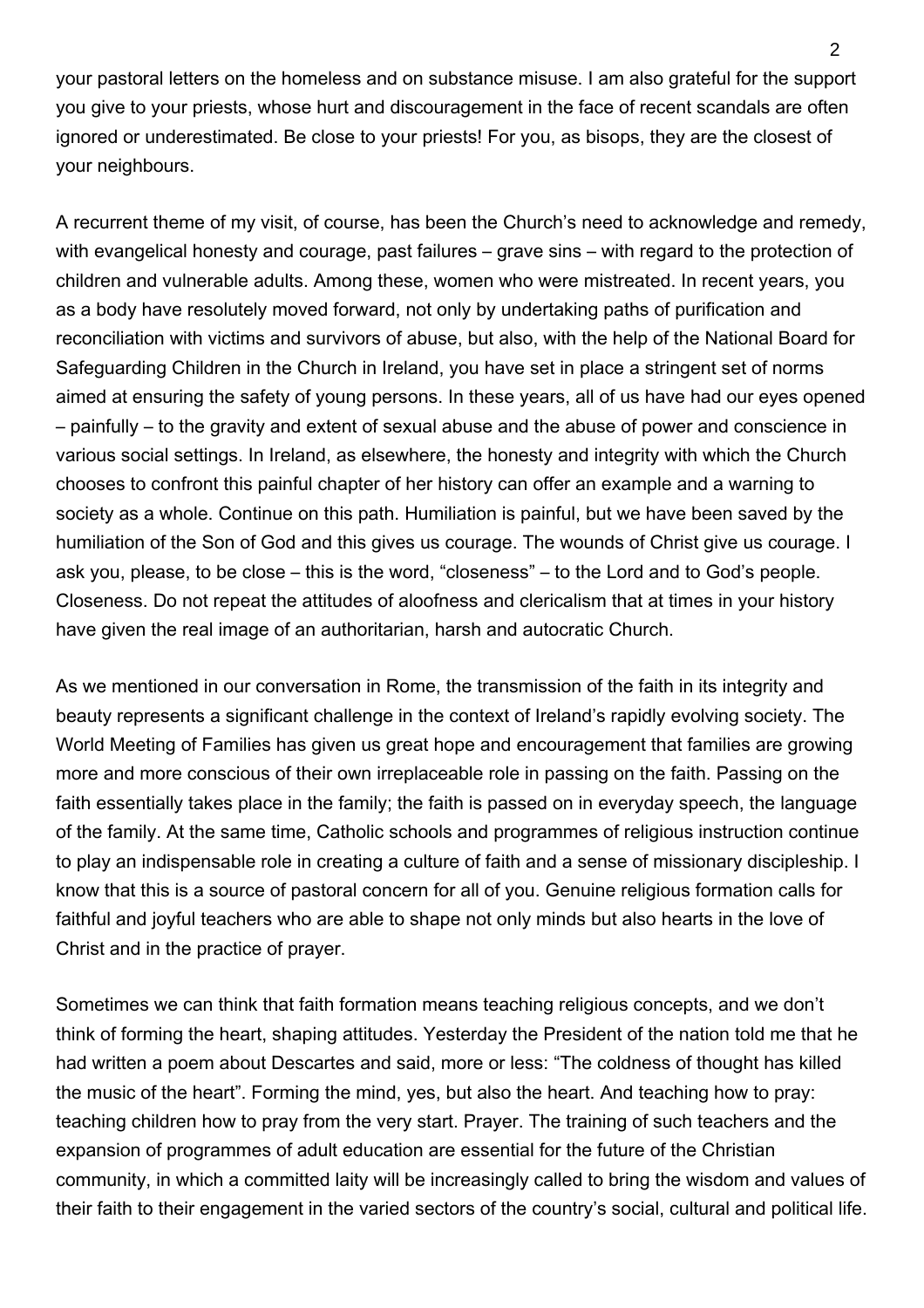your pastoral letters on the homeless and on substance misuse. I am also grateful for the support you give to your priests, whose hurt and discouragement in the face of recent scandals are often ignored or underestimated. Be close to your priests! For you, as bisops, they are the closest of your neighbours.

A recurrent theme of my visit, of course, has been the Church's need to acknowledge and remedy, with evangelical honesty and courage, past failures – grave sins – with regard to the protection of children and vulnerable adults. Among these, women who were mistreated. In recent years, you as a body have resolutely moved forward, not only by undertaking paths of purification and reconciliation with victims and survivors of abuse, but also, with the help of the National Board for Safeguarding Children in the Church in Ireland, you have set in place a stringent set of norms aimed at ensuring the safety of young persons. In these years, all of us have had our eyes opened – painfully – to the gravity and extent of sexual abuse and the abuse of power and conscience in various social settings. In Ireland, as elsewhere, the honesty and integrity with which the Church chooses to confront this painful chapter of her history can offer an example and a warning to society as a whole. Continue on this path. Humiliation is painful, but we have been saved by the humiliation of the Son of God and this gives us courage. The wounds of Christ give us courage. I ask you, please, to be close – this is the word, "closeness" – to the Lord and to God's people. Closeness. Do not repeat the attitudes of aloofness and clericalism that at times in your history have given the real image of an authoritarian, harsh and autocratic Church.

As we mentioned in our conversation in Rome, the transmission of the faith in its integrity and beauty represents a significant challenge in the context of Ireland's rapidly evolving society. The World Meeting of Families has given us great hope and encouragement that families are growing more and more conscious of their own irreplaceable role in passing on the faith. Passing on the faith essentially takes place in the family; the faith is passed on in everyday speech, the language of the family. At the same time, Catholic schools and programmes of religious instruction continue to play an indispensable role in creating a culture of faith and a sense of missionary discipleship. I know that this is a source of pastoral concern for all of you. Genuine religious formation calls for faithful and joyful teachers who are able to shape not only minds but also hearts in the love of Christ and in the practice of prayer.

Sometimes we can think that faith formation means teaching religious concepts, and we don't think of forming the heart, shaping attitudes. Yesterday the President of the nation told me that he had written a poem about Descartes and said, more or less: "The coldness of thought has killed the music of the heart". Forming the mind, yes, but also the heart. And teaching how to pray: teaching children how to pray from the very start. Prayer. The training of such teachers and the expansion of programmes of adult education are essential for the future of the Christian community, in which a committed laity will be increasingly called to bring the wisdom and values of their faith to their engagement in the varied sectors of the country's social, cultural and political life.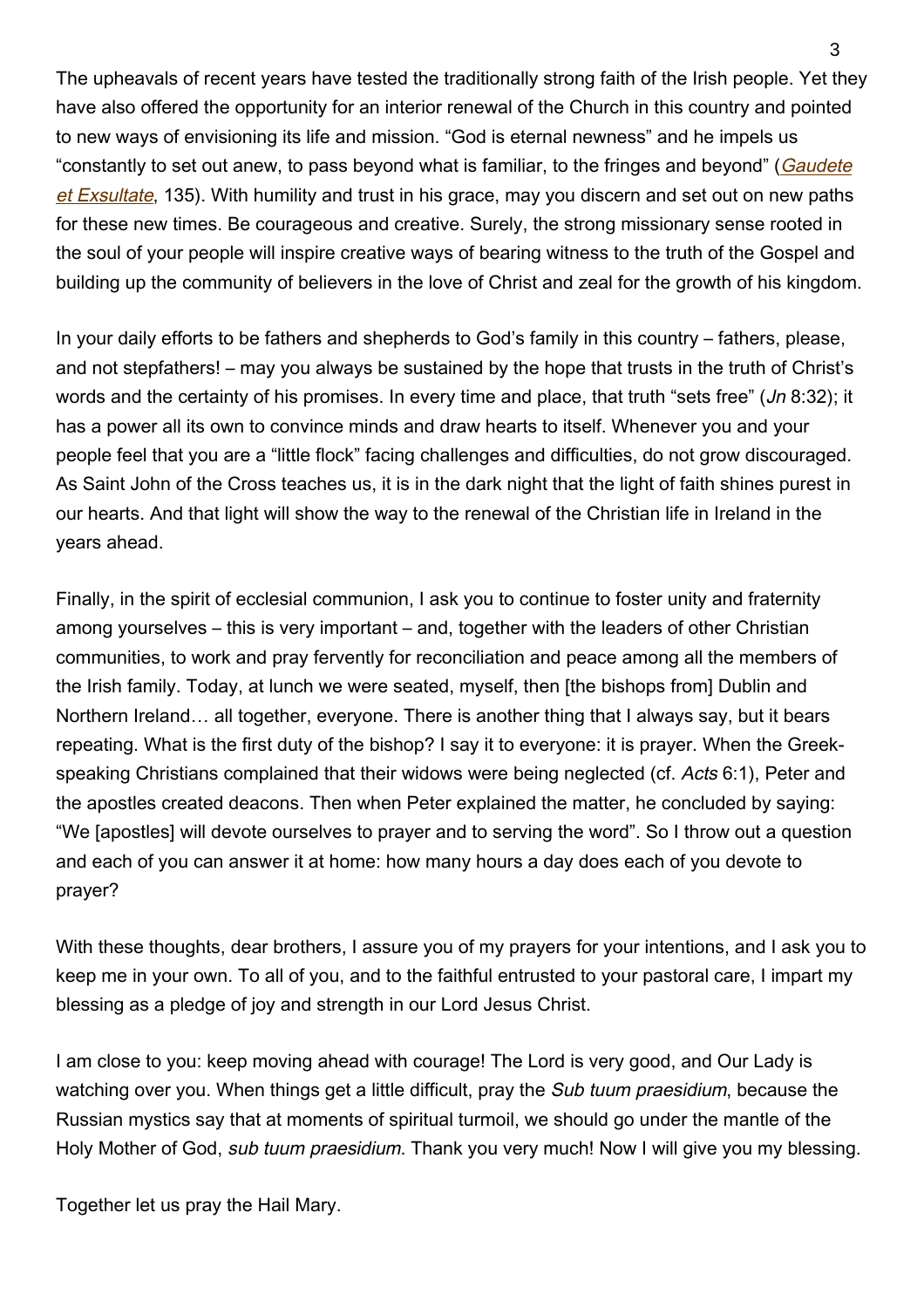The upheavals of recent years have tested the traditionally strong faith of the Irish people. Yet they have also offered the opportunity for an interior renewal of the Church in this country and pointed to new ways of envisioning its life and mission. "God is eternal newness" and he impels us "constantly to set out anew, to pass beyond what is familiar, to the fringes and beyond" (*Gaudete et Exsultate*, 135). With humility and trust in his grace, may you discern and set out on new paths for these new times. Be courageous and creative. Surely, the strong missionary sense rooted in the soul of your people will inspire creative ways of bearing witness to the truth of the Gospel and building up the community of believers in the love of Christ and zeal for the growth of his kingdom.

In your daily efforts to be fathers and shepherds to God's family in this country – fathers, please, and not stepfathers! – may you always be sustained by the hope that trusts in the truth of Christ's words and the certainty of his promises. In every time and place, that truth "sets free" (*Jn* 8:32); it has a power all its own to convince minds and draw hearts to itself. Whenever you and your people feel that you are a "little flock" facing challenges and difficulties, do not grow discouraged. As Saint John of the Cross teaches us, it is in the dark night that the light of faith shines purest in our hearts. And that light will show the way to the renewal of the Christian life in Ireland in the years ahead.

Finally, in the spirit of ecclesial communion, I ask you to continue to foster unity and fraternity among yourselves – this is very important – and, together with the leaders of other Christian communities, to work and pray fervently for reconciliation and peace among all the members of the Irish family. Today, at lunch we were seated, myself, then [the bishops from] Dublin and Northern Ireland… all together, everyone. There is another thing that I always say, but it bears repeating. What is the first duty of the bishop? I say it to everyone: it is prayer. When the Greek-speaking Christians complained that their widows were being neglected (cf. *Acts* 6:1), Peter and the apostles created deacons. Then when Peter explained the matter, he concluded by saying: "We [apostles] will devote ourselves to prayer and to serving the word". So I throw out a question and each of you can answer it at home: how many hours a day does each of you devote to prayer?

With these thoughts, dear brothers, I assure you of my prayers for your intentions, and I ask you to keep me in your own. To all of you, and to the faithful entrusted to your pastoral care, I impart my blessing as a pledge of joy and strength in our Lord Jesus Christ.

I am close to you: keep moving ahead with courage! The Lord is very good, and Our Lady is watching over you. When things get a little difficult, pray the *Sub tuum praesidium*, because the Russian mystics say that at moments of spiritual turmoil, we should go under the mantle of the Holy Mother of God, *sub tuum praesidium*. Thank you very much! Now I will give you my blessing.

Together let us pray the Hail Mary.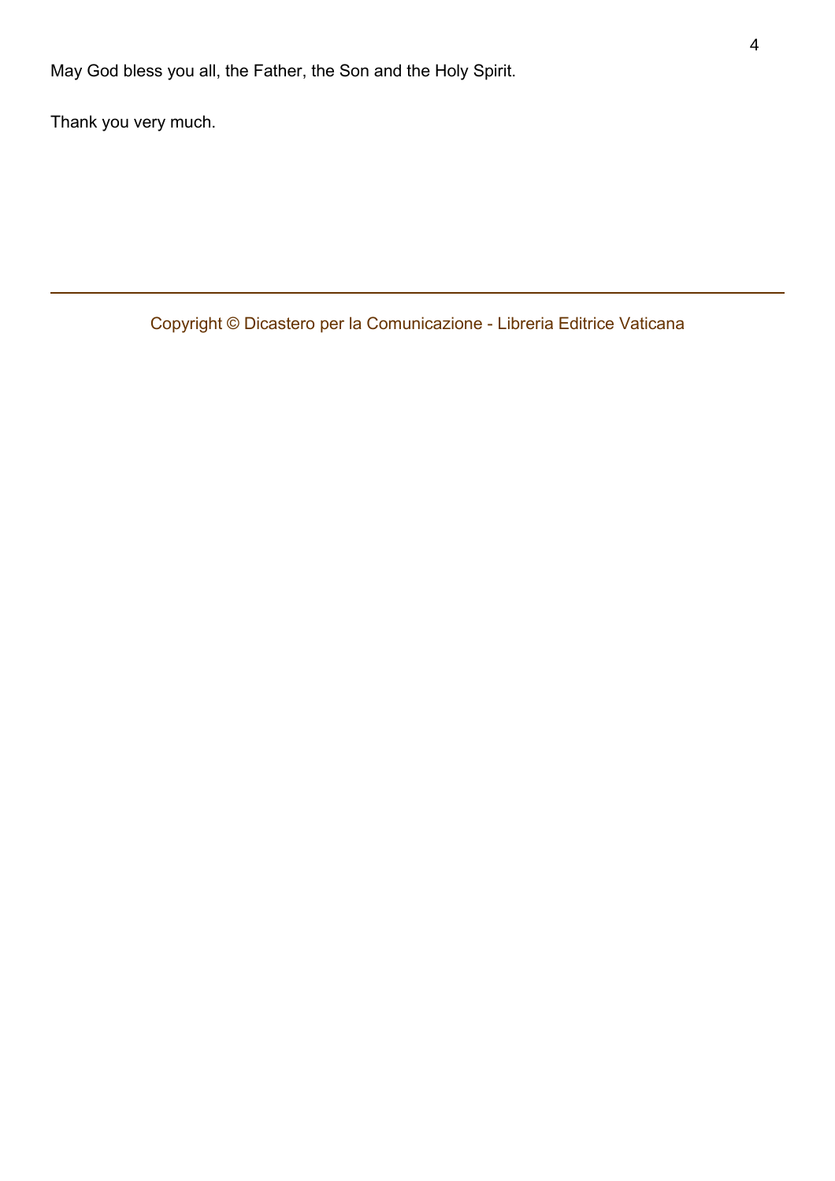May God bless you all, the Father, the Son and the Holy Spirit.

Thank you very much.

---

Copyright © Dicastero per la Comunicazione - Libreria Editrice Vaticana